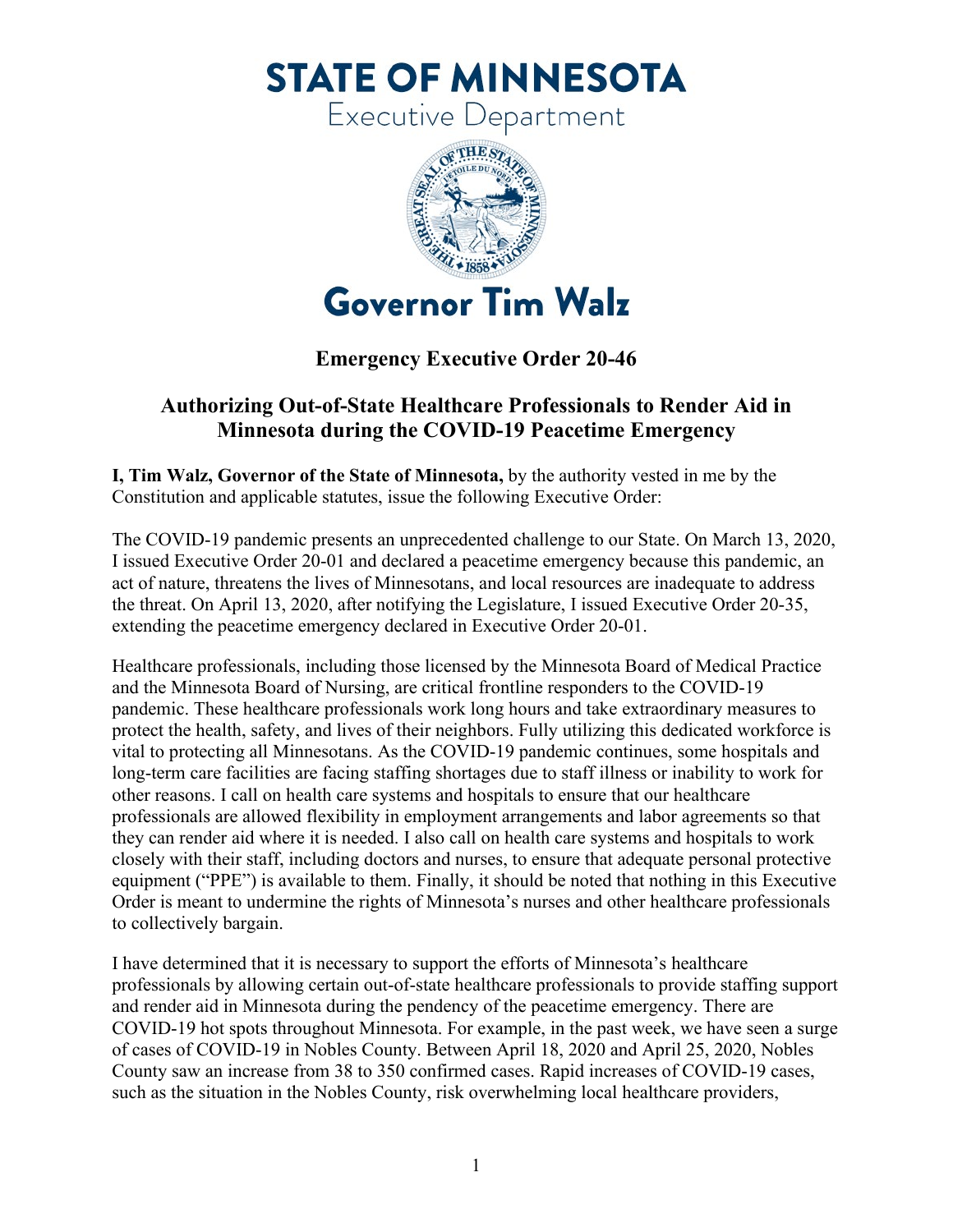# STATE OF MINNESOTA

Executive Department

# Governor Tim Walz

## Emergency Executive Order 20-46

## Authorizing Out-of-State Healthcare Professionals to Render Aid in Minnesota during the COVID-19 Peacetime Emergency

**I, Tim Walz, Governor of the State of Minnesota,** by the authority vested in me by the Constitution and applicable statutes, issue the following Executive Order:

The COVID-19 pandemic presents an unprecedented challenge to our State. On March 13, 2020, I issued Executive Order 20-01 and declared a peacetime emergency because this pandemic, an act of nature, threatens the lives of Minnesotans, and local resources are inadequate to address the threat. On April 13, 2020, after notifying the Legislature, I issued Executive Order 20-35, extending the peacetime emergency declared in Executive Order 20-01.

Healthcare professionals, including those licensed by the Minnesota Board of Medical Practice and the Minnesota Board of Nursing, are critical frontline responders to the COVID-19 pandemic. These healthcare professionals work long hours and take extraordinary measures to protect the health, safety, and lives of their neighbors. Fully utilizing this dedicated workforce is vital to protecting all Minnesotans. As the COVID-19 pandemic continues, some hospitals and long-term care facilities are facing staffing shortages due to staff illness or inability to work for other reasons. I call on health care systems and hospitals to ensure that our healthcare professionals are allowed flexibility in employment arrangements and labor agreements so that they can render aid where it is needed. I also call on health care systems and hospitals to work closely with their staff, including doctors and nurses, to ensure that adequate personal protective equipment ("PPE") is available to them. Finally, it should be noted that nothing in this Executive Order is meant to undermine the rights of Minnesota's nurses and other healthcare professionals to collectively bargain.

I have determined that it is necessary to support the efforts of Minnesota's healthcare professionals by allowing certain out-of-state healthcare professionals to provide staffing support and render aid in Minnesota during the pendency of the peacetime emergency. There are COVID-19 hot spots throughout Minnesota. For example, in the past week, we have seen a surge of cases of COVID-19 in Nobles County. Between April 18, 2020 and April 25, 2020, Nobles County saw an increase from 38 to 350 confirmed cases. Rapid increases of COVID-19 cases, such as the situation in the Nobles County, risk overwhelming local healthcare providers,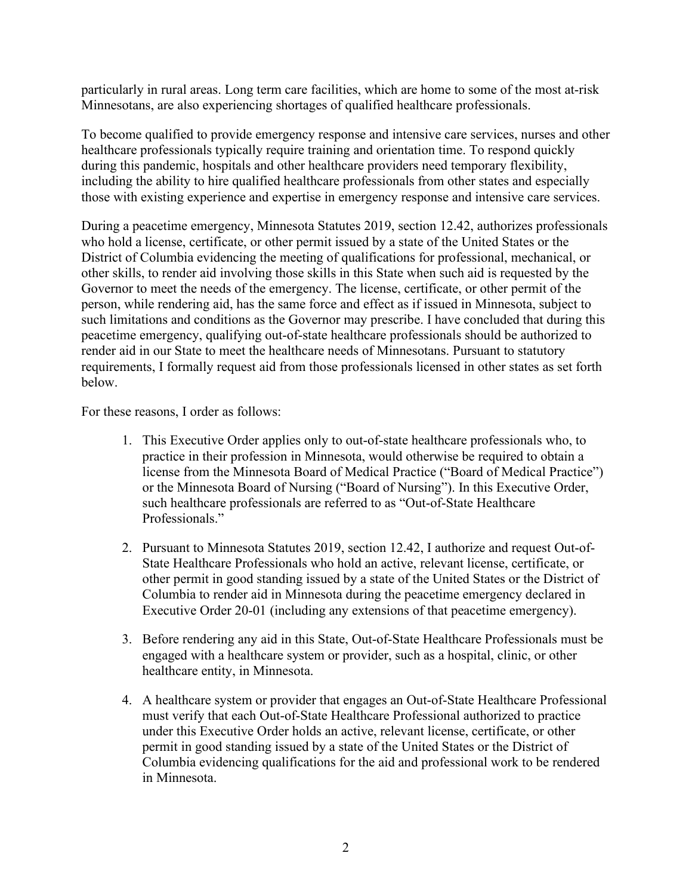particularly in rural areas. Long term care facilities, which are home to some of the most at-risk Minnesotans, are also experiencing shortages of qualified healthcare professionals.

To become qualified to provide emergency response and intensive care services, nurses and other healthcare professionals typically require training and orientation time. To respond quickly during this pandemic, hospitals and other healthcare providers need temporary flexibility, including the ability to hire qualified healthcare professionals from other states and especially those with existing experience and expertise in emergency response and intensive care services.

During a peacetime emergency, Minnesota Statutes 2019, section 12.42, authorizes professionals who hold a license, certificate, or other permit issued by a state of the United States or the District of Columbia evidencing the meeting of qualifications for professional, mechanical, or other skills, to render aid involving those skills in this State when such aid is requested by the Governor to meet the needs of the emergency. The license, certificate, or other permit of the person, while rendering aid, has the same force and effect as if issued in Minnesota, subject to such limitations and conditions as the Governor may prescribe. I have concluded that during this peacetime emergency, qualifying out-of-state healthcare professionals should be authorized to render aid in our State to meet the healthcare needs of Minnesotans. Pursuant to statutory requirements, I formally request aid from those professionals licensed in other states as set forth below.

For these reasons, I order as follows:

1. This Executive Order applies only to out-of-state healthcare professionals who, to practice in their profession in Minnesota, would otherwise be required to obtain a license from the Minnesota Board of Medical Practice ("Board of Medical Practice") or the Minnesota Board of Nursing ("Board of Nursing"). In this Executive Order, such healthcare professionals are referred to as "Out-of-State Healthcare Professionals."

2. Pursuant to Minnesota Statutes 2019, section 12.42, I authorize and request Out-of-State Healthcare Professionals who hold an active, relevant license, certificate, or other permit in good standing issued by a state of the United States or the District of Columbia to render aid in Minnesota during the peacetime emergency declared in Executive Order 20-01 (including any extensions of that peacetime emergency).

3. Before rendering any aid in this State, Out-of-State Healthcare Professionals must be engaged with a healthcare system or provider, such as a hospital, clinic, or other healthcare entity, in Minnesota.

4. A healthcare system or provider that engages an Out-of-State Healthcare Professional must verify that each Out-of-State Healthcare Professional authorized to practice under this Executive Order holds an active, relevant license, certificate, or other permit in good standing issued by a state of the United States or the District of Columbia evidencing qualifications for the aid and professional work to be rendered in Minnesota.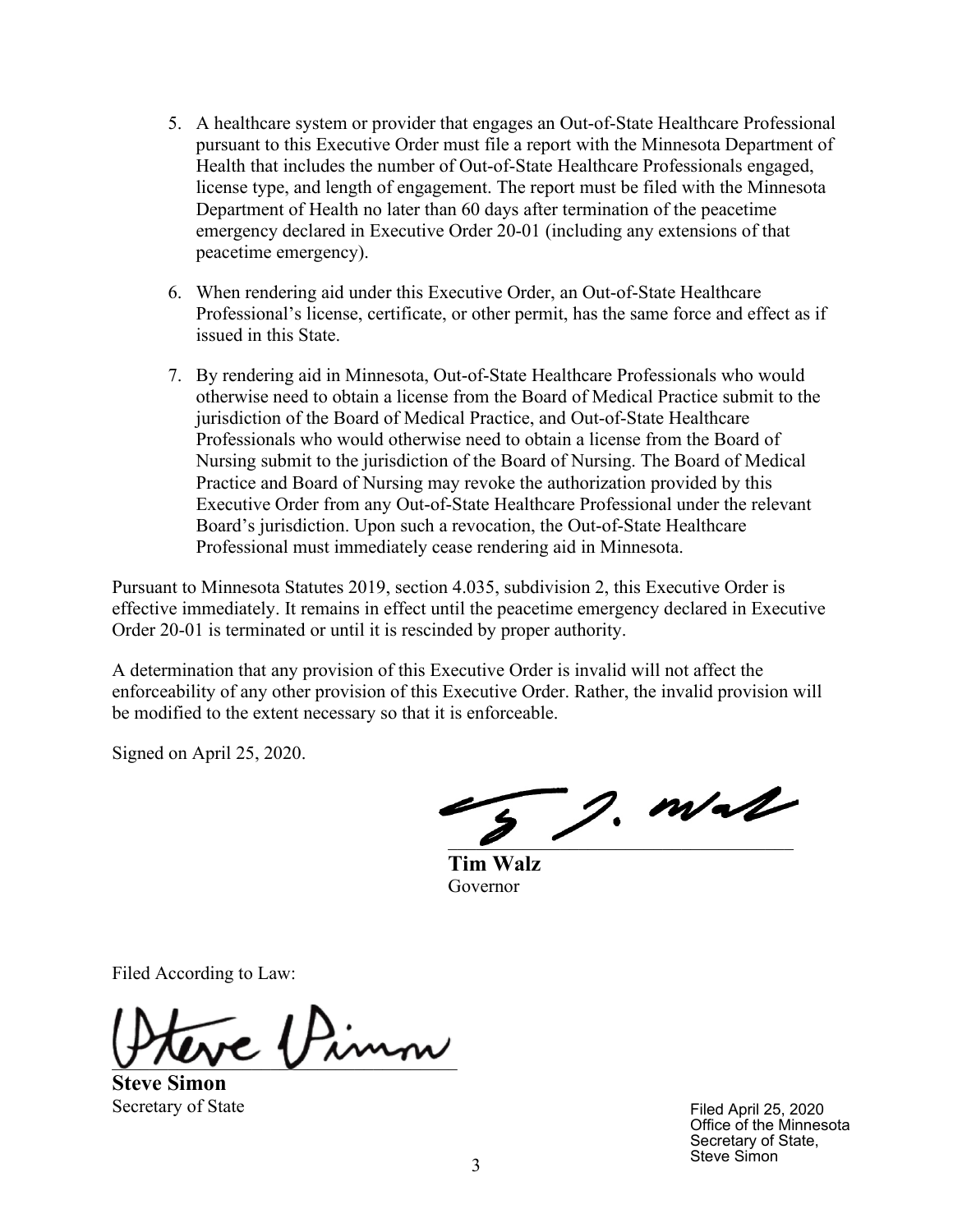5. A healthcare system or provider that engages an Out-of-State Healthcare Professional pursuant to this Executive Order must file a report with the Minnesota Department of Health that includes the number of Out-of-State Healthcare Professionals engaged, license type, and length of engagement. The report must be filed with the Minnesota Department of Health no later than 60 days after termination of the peacetime emergency declared in Executive Order 20-01 (including any extensions of that peacetime emergency).

6. When rendering aid under this Executive Order, an Out-of-State Healthcare Professional's license, certificate, or other permit, has the same force and effect as if issued in this State.

7. By rendering aid in Minnesota, Out-of-State Healthcare Professionals who would otherwise need to obtain a license from the Board of Medical Practice submit to the jurisdiction of the Board of Medical Practice, and Out-of-State Healthcare Professionals who would otherwise need to obtain a license from the Board of Nursing submit to the jurisdiction of the Board of Nursing. The Board of Medical Practice and Board of Nursing may revoke the authorization provided by this Executive Order from any Out-of-State Healthcare Professional under the relevant Board's jurisdiction. Upon such a revocation, the Out-of-State Healthcare Professional must immediately cease rendering aid in Minnesota.

Pursuant to Minnesota Statutes 2019, section 4.035, subdivision 2, this Executive Order is effective immediately. It remains in effect until the peacetime emergency declared in Executive Order 20-01 is terminated or until it is rescinded by proper authority.

A determination that any provision of this Executive Order is invalid will not affect the enforceability of any other provision of this Executive Order. Rather, the invalid provision will be modified to the extent necessary so that it is enforceable.

Signed on April 25, 2020.

**Tim Walz**
Governor

Filed According to Law:

**Steve Simon**
Secretary of State

Filed April 25, 2020
Office of the Minnesota
Secretary of State,
Steve Simon